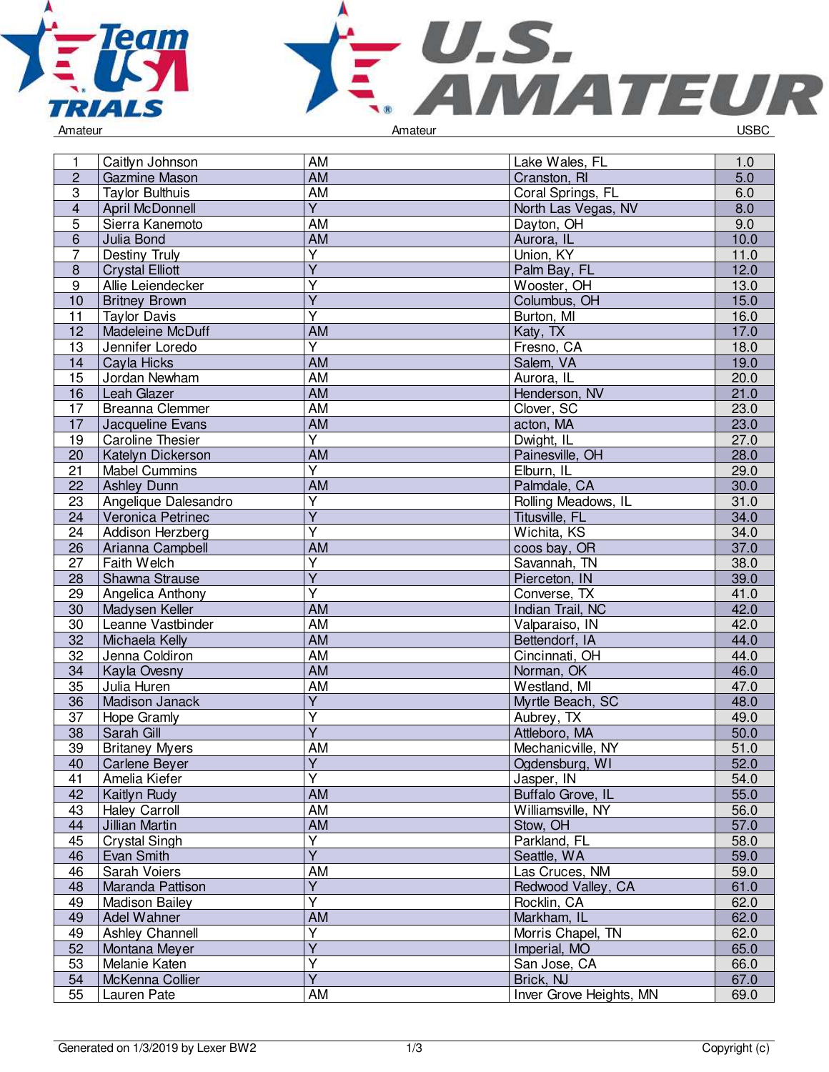Amateur | Amateur | USBC

| | | | | |
|---|---|---|---|---|
| 1 | Caitlyn Johnson | AM | Lake Wales, FL | 1.0 |
| 2 | Gazmine Mason | AM | Cranston, RI | 5.0 |
| 3 | Taylor Bulthuis | AM | Coral Springs, FL | 6.0 |
| 4 | April McDonnell | Y | North Las Vegas, NV | 8.0 |
| 5 | Sierra Kanemoto | AM | Dayton, OH | 9.0 |
| 6 | Julia Bond | AM | Aurora, IL | 10.0 |
| 7 | Destiny Truly | Y | Union, KY | 11.0 |
| 8 | Crystal Elliott | Y | Palm Bay, FL | 12.0 |
| 9 | Allie Leiendecker | Y | Wooster, OH | 13.0 |
| 10 | Britney Brown | Y | Columbus, OH | 15.0 |
| 11 | Taylor Davis | Y | Burton, MI | 16.0 |
| 12 | Madeleine McDuff | AM | Katy, TX | 17.0 |
| 13 | Jennifer Loredo | Y | Fresno, CA | 18.0 |
| 14 | Cayla Hicks | AM | Salem, VA | 19.0 |
| 15 | Jordan Newham | AM | Aurora, IL | 20.0 |
| 16 | Leah Glazer | AM | Henderson, NV | 21.0 |
| 17 | Breanna Clemmer | AM | Clover, SC | 23.0 |
| 17 | Jacqueline Evans | AM | acton, MA | 23.0 |
| 19 | Caroline Thesier | Y | Dwight, IL | 27.0 |
| 20 | Katelyn Dickerson | AM | Painesville, OH | 28.0 |
| 21 | Mabel Cummins | Y | Elburn, IL | 29.0 |
| 22 | Ashley Dunn | AM | Palmdale, CA | 30.0 |
| 23 | Angelique Dalesandro | Y | Rolling Meadows, IL | 31.0 |
| 24 | Veronica Petrinec | Y | Titusville, FL | 34.0 |
| 24 | Addison Herzberg | Y | Wichita, KS | 34.0 |
| 26 | Arianna Campbell | AM | coos bay, OR | 37.0 |
| 27 | Faith Welch | Y | Savannah, TN | 38.0 |
| 28 | Shawna Strause | Y | Pierceton, IN | 39.0 |
| 29 | Angelica Anthony | Y | Converse, TX | 41.0 |
| 30 | Madysen Keller | AM | Indian Trail, NC | 42.0 |
| 30 | Leanne Vastbinder | AM | Valparaiso, IN | 42.0 |
| 32 | Michaela Kelly | AM | Bettendorf, IA | 44.0 |
| 32 | Jenna Coldiron | AM | Cincinnati, OH | 44.0 |
| 34 | Kayla Ovesny | AM | Norman, OK | 46.0 |
| 35 | Julia Huren | AM | Westland, MI | 47.0 |
| 36 | Madison Janack | Y | Myrtle Beach, SC | 48.0 |
| 37 | Hope Gramly | Y | Aubrey, TX | 49.0 |
| 38 | Sarah Gill | Y | Attleboro, MA | 50.0 |
| 39 | Britaney Myers | AM | Mechanicville, NY | 51.0 |
| 40 | Carlene Beyer | Y | Ogdensburg, WI | 52.0 |
| 41 | Amelia Kiefer | Y | Jasper, IN | 54.0 |
| 42 | Kaitlyn Rudy | AM | Buffalo Grove, IL | 55.0 |
| 43 | Haley Carroll | AM | Williamsville, NY | 56.0 |
| 44 | Jillian Martin | AM | Stow, OH | 57.0 |
| 45 | Crystal Singh | Y | Parkland, FL | 58.0 |
| 46 | Evan Smith | Y | Seattle, WA | 59.0 |
| 46 | Sarah Voiers | AM | Las Cruces, NM | 59.0 |
| 48 | Maranda Pattison | Y | Redwood Valley, CA | 61.0 |
| 49 | Madison Bailey | Y | Rocklin, CA | 62.0 |
| 49 | Adel Wahner | AM | Markham, IL | 62.0 |
| 49 | Ashley Channell | Y | Morris Chapel, TN | 62.0 |
| 52 | Montana Meyer | Y | Imperial, MO | 65.0 |
| 53 | Melanie Katen | Y | San Jose, CA | 66.0 |
| 54 | McKenna Collier | Y | Brick, NJ | 67.0 |
| 55 | Lauren Pate | AM | Inver Grove Heights, MN | 69.0 |

Generated on 1/3/2019 by Lexer BW2 | Copyright (c)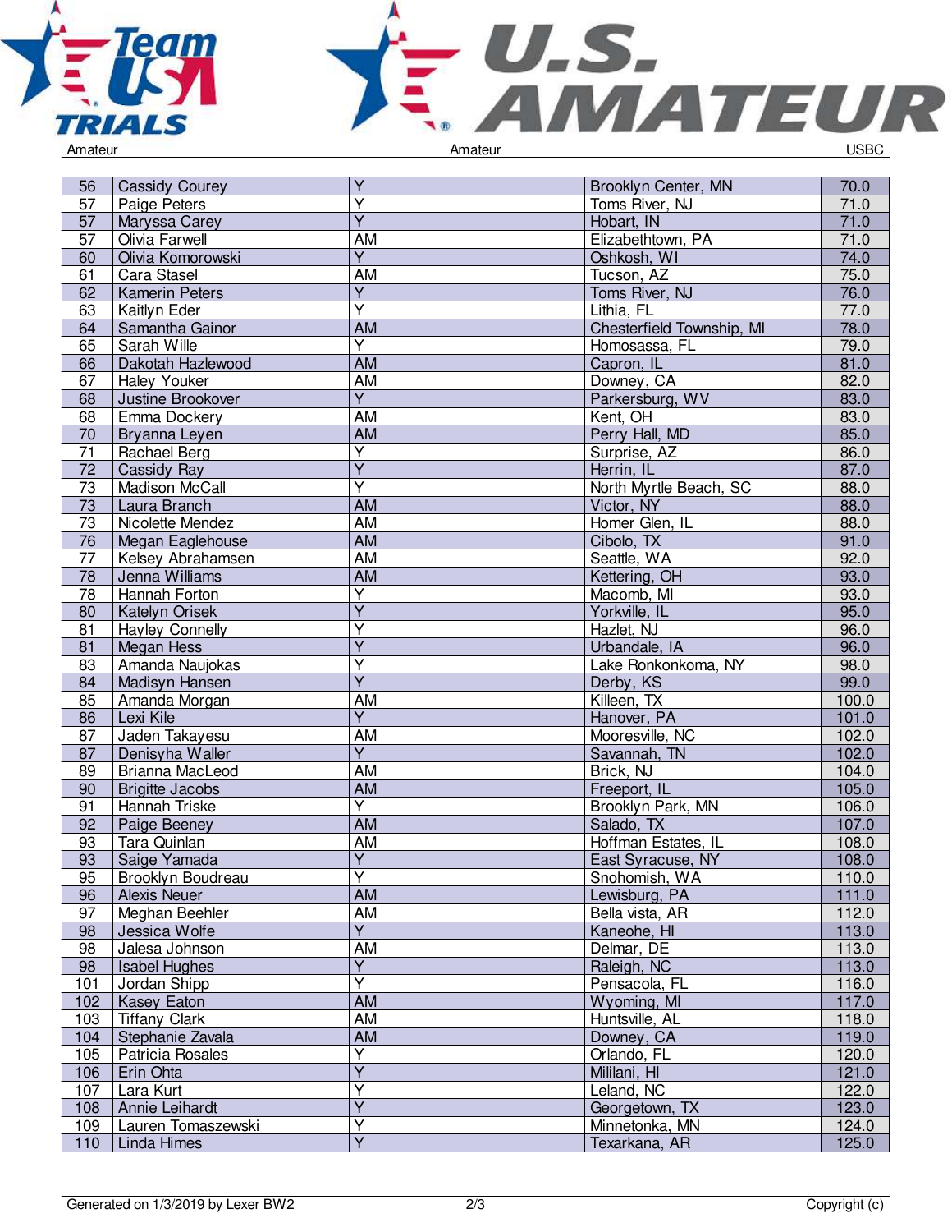| 56 | Cassidy Courey | Y | Brooklyn Center, MN | 70.0 |
|---|---|---|---|---|
| 57 | Paige Peters | Y | Toms River, NJ | 71.0 |
| 57 | Maryssa Carey | Y | Hobart, IN | 71.0 |
| 57 | Olivia Farwell | AM | Elizabethtown, PA | 71.0 |
| 60 | Olivia Komorowski | Y | Oshkosh, WI | 74.0 |
| 61 | Cara Stasel | AM | Tucson, AZ | 75.0 |
| 62 | Kamerin Peters | Y | Toms River, NJ | 76.0 |
| 63 | Kaitlyn Eder | Y | Lithia, FL | 77.0 |
| 64 | Samantha Gainor | AM | Chesterfield Township, MI | 78.0 |
| 65 | Sarah Wille | Y | Homosassa, FL | 79.0 |
| 66 | Dakotah Hazlewood | AM | Capron, IL | 81.0 |
| 67 | Haley Youker | AM | Downey, CA | 82.0 |
| 68 | Justine Brookover | Y | Parkersburg, WV | 83.0 |
| 68 | Emma Dockery | AM | Kent, OH | 83.0 |
| 70 | Bryanna Leyen | AM | Perry Hall, MD | 85.0 |
| 71 | Rachael Berg | Y | Surprise, AZ | 86.0 |
| 72 | Cassidy Ray | Y | Herrin, IL | 87.0 |
| 73 | Madison McCall | Y | North Myrtle Beach, SC | 88.0 |
| 73 | Laura Branch | AM | Victor, NY | 88.0 |
| 73 | Nicolette Mendez | AM | Homer Glen, IL | 88.0 |
| 76 | Megan Eaglehouse | AM | Cibolo, TX | 91.0 |
| 77 | Kelsey Abrahamsen | AM | Seattle, WA | 92.0 |
| 78 | Jenna Williams | AM | Kettering, OH | 93.0 |
| 78 | Hannah Forton | Y | Macomb, MI | 93.0 |
| 80 | Katelyn Orisek | Y | Yorkville, IL | 95.0 |
| 81 | Hayley Connelly | Y | Hazlet, NJ | 96.0 |
| 81 | Megan Hess | Y | Urbandale, IA | 96.0 |
| 83 | Amanda Naujokas | Y | Lake Ronkonkoma, NY | 98.0 |
| 84 | Madisyn Hansen | Y | Derby, KS | 99.0 |
| 85 | Amanda Morgan | AM | Killeen, TX | 100.0 |
| 86 | Lexi Kile | Y | Hanover, PA | 101.0 |
| 87 | Jaden Takayesu | AM | Mooresville, NC | 102.0 |
| 87 | Denisyha Waller | Y | Savannah, TN | 102.0 |
| 89 | Brianna MacLeod | AM | Brick, NJ | 104.0 |
| 90 | Brigitte Jacobs | AM | Freeport, IL | 105.0 |
| 91 | Hannah Triske | Y | Brooklyn Park, MN | 106.0 |
| 92 | Paige Beeney | AM | Salado, TX | 107.0 |
| 93 | Tara Quinlan | AM | Hoffman Estates, IL | 108.0 |
| 93 | Saige Yamada | Y | East Syracuse, NY | 108.0 |
| 95 | Brooklyn Boudreau | Y | Snohomish, WA | 110.0 |
| 96 | Alexis Neuer | AM | Lewisburg, PA | 111.0 |
| 97 | Meghan Beehler | AM | Bella vista, AR | 112.0 |
| 98 | Jessica Wolfe | Y | Kaneohe, HI | 113.0 |
| 98 | Jalesa Johnson | AM | Delmar, DE | 113.0 |
| 98 | Isabel Hughes | Y | Raleigh, NC | 113.0 |
| 101 | Jordan Shipp | Y | Pensacola, FL | 116.0 |
| 102 | Kasey Eaton | AM | Wyoming, MI | 117.0 |
| 103 | Tiffany Clark | AM | Huntsville, AL | 118.0 |
| 104 | Stephanie Zavala | AM | Downey, CA | 119.0 |
| 105 | Patricia Rosales | Y | Orlando, FL | 120.0 |
| 106 | Erin Ohta | Y | Mililani, HI | 121.0 |
| 107 | Lara Kurt | Y | Leland, NC | 122.0 |
| 108 | Annie Leihardt | Y | Georgetown, TX | 123.0 |
| 109 | Lauren Tomaszewski | Y | Minnetonka, MN | 124.0 |
| 110 | Linda Himes | Y | Texarkana, AR | 125.0 |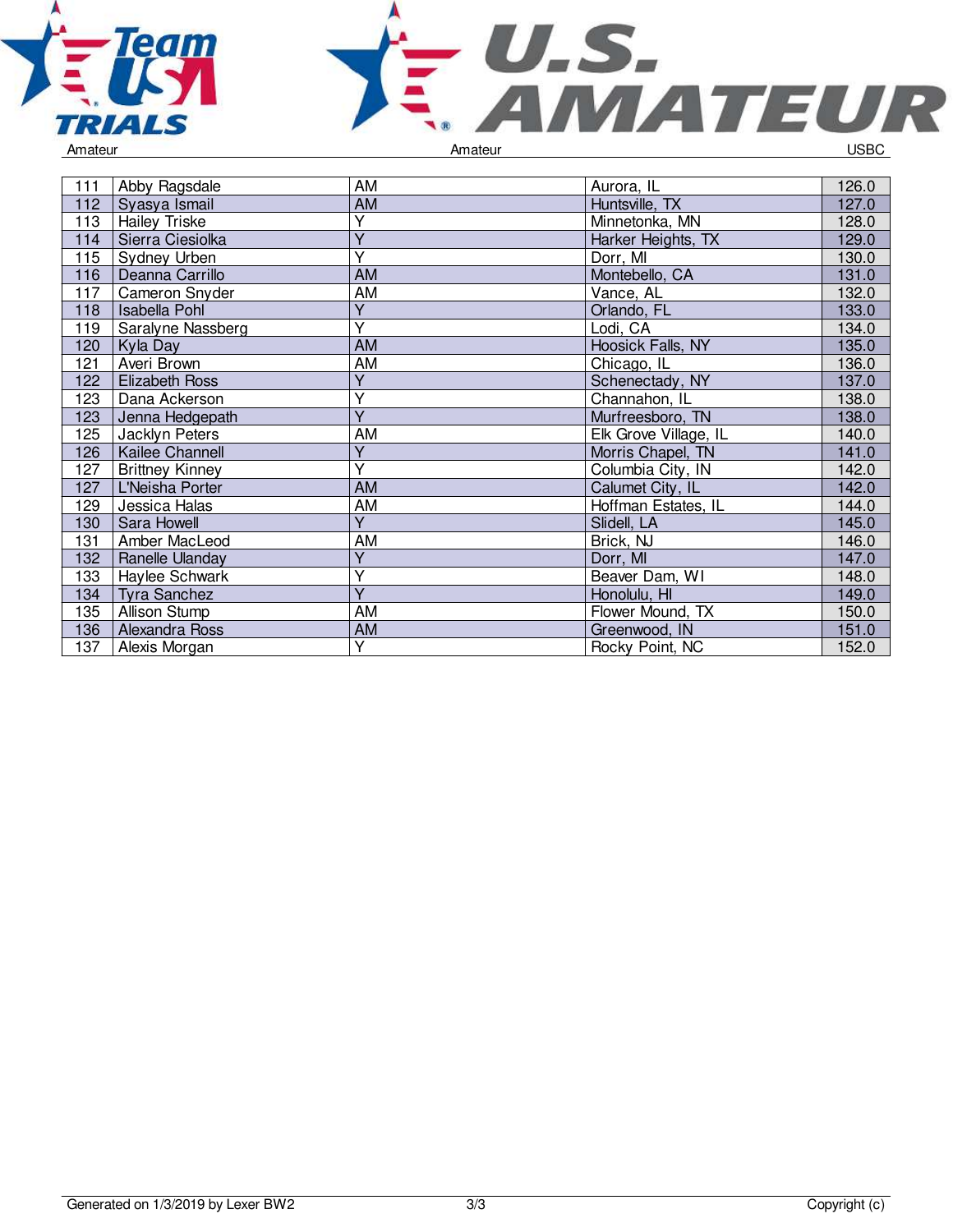| | | | | |
|---|---|---|---|---|
| 111 | Abby Ragsdale | AM | Aurora, IL | 126.0 |
| 112 | Syasya Ismail | AM | Huntsville, TX | 127.0 |
| 113 | Hailey Triske | Y | Minnetonka, MN | 128.0 |
| 114 | Sierra Ciesiolka | Y | Harker Heights, TX | 129.0 |
| 115 | Sydney Urben | Y | Dorr, MI | 130.0 |
| 116 | Deanna Carrillo | AM | Montebello, CA | 131.0 |
| 117 | Cameron Snyder | AM | Vance, AL | 132.0 |
| 118 | Isabella Pohl | Y | Orlando, FL | 133.0 |
| 119 | Saralyne Nassberg | Y | Lodi, CA | 134.0 |
| 120 | Kyla Day | AM | Hoosick Falls, NY | 135.0 |
| 121 | Averi Brown | AM | Chicago, IL | 136.0 |
| 122 | Elizabeth Ross | Y | Schenectady, NY | 137.0 |
| 123 | Dana Ackerson | Y | Channahon, IL | 138.0 |
| 123 | Jenna Hedgepath | Y | Murfreesboro, TN | 138.0 |
| 125 | Jacklyn Peters | AM | Elk Grove Village, IL | 140.0 |
| 126 | Kailee Channell | Y | Morris Chapel, TN | 141.0 |
| 127 | Brittney Kinney | Y | Columbia City, IN | 142.0 |
| 127 | L'Neisha Porter | AM | Calumet City, IL | 142.0 |
| 129 | Jessica Halas | AM | Hoffman Estates, IL | 144.0 |
| 130 | Sara Howell | Y | Slidell, LA | 145.0 |
| 131 | Amber MacLeod | AM | Brick, NJ | 146.0 |
| 132 | Ranelle Ulanday | Y | Dorr, MI | 147.0 |
| 133 | Haylee Schwark | Y | Beaver Dam, WI | 148.0 |
| 134 | Tyra Sanchez | Y | Honolulu, HI | 149.0 |
| 135 | Allison Stump | AM | Flower Mound, TX | 150.0 |
| 136 | Alexandra Ross | AM | Greenwood, IN | 151.0 |
| 137 | Alexis Morgan | Y | Rocky Point, NC | 152.0 |